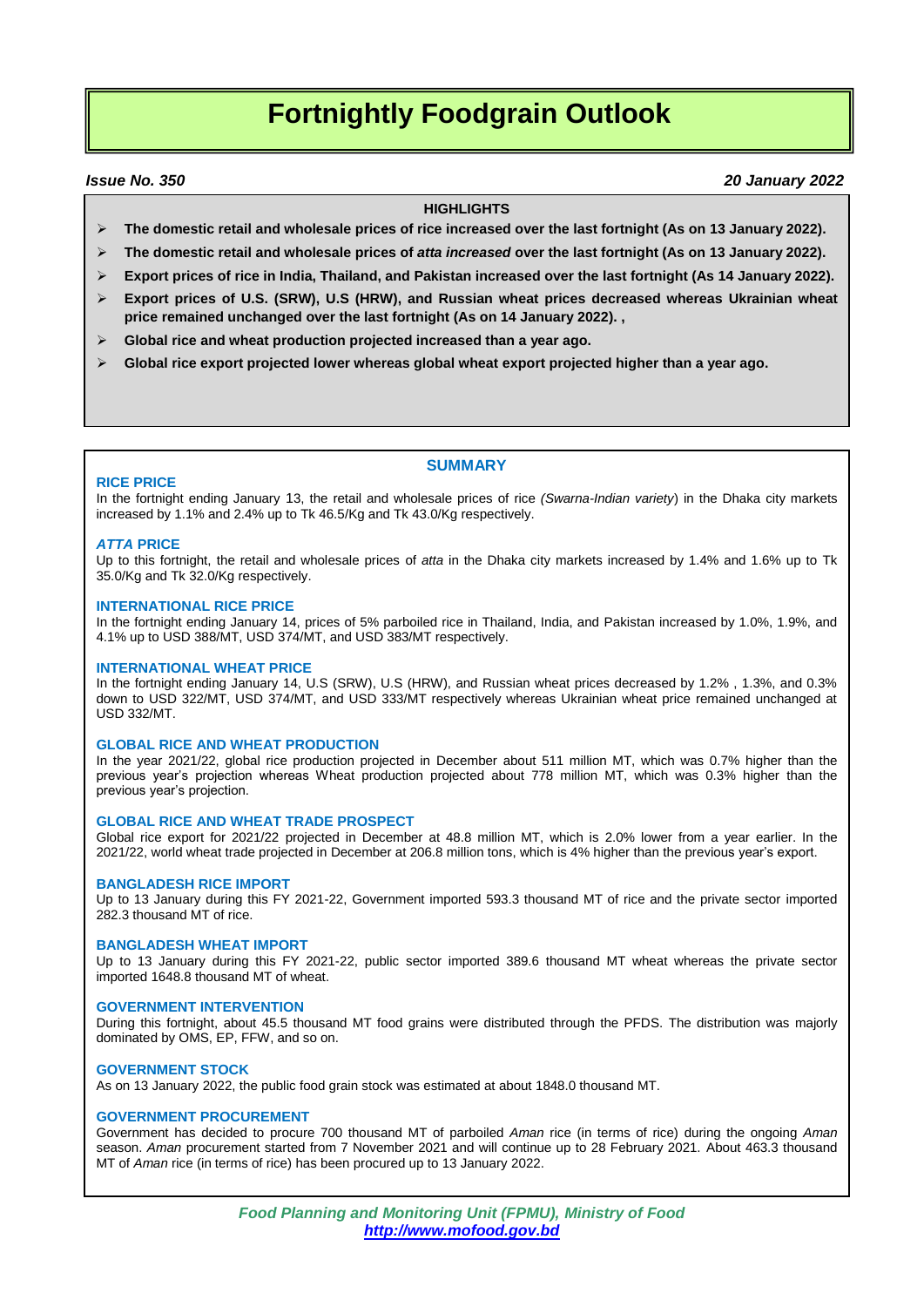# Fortnightly Foodgrain Outlook

***Issue No. 350*** ***20 January 2022***

**HIGHLIGHTS**

- **The domestic retail and wholesale prices of rice increased over the last fortnight (As on 13 January 2022).**
- **The domestic retail and wholesale prices of *atta increased* over the last fortnight (As on 13 January 2022).**
- **Export prices of rice in India, Thailand, and Pakistan increased over the last fortnight (As 14 January 2022).**
- **Export prices of U.S. (SRW), U.S (HRW), and Russian wheat prices decreased whereas Ukrainian wheat price remained unchanged over the last fortnight (As on 14 January 2022). ,**
- **Global rice and wheat production projected increased than a year ago.**
- **Global rice export projected lower whereas global wheat export projected higher than a year ago.**

## SUMMARY

### RICE PRICE

In the fortnight ending January 13, the retail and wholesale prices of rice *(Swarna-Indian variety*) in the Dhaka city markets increased by 1.1% and 2.4% up to Tk 46.5/Kg and Tk 43.0/Kg respectively.

### *ATTA* PRICE

Up to this fortnight, the retail and wholesale prices of *atta* in the Dhaka city markets increased by 1.4% and 1.6% up to Tk 35.0/Kg and Tk 32.0/Kg respectively.

### INTERNATIONAL RICE PRICE

In the fortnight ending January 14, prices of 5% parboiled rice in Thailand, India, and Pakistan increased by 1.0%, 1.9%, and 4.1% up to USD 388/MT, USD 374/MT, and USD 383/MT respectively.

### INTERNATIONAL WHEAT PRICE

In the fortnight ending January 14, U.S (SRW), U.S (HRW), and Russian wheat prices decreased by 1.2% , 1.3%, and 0.3% down to USD 322/MT, USD 374/MT, and USD 333/MT respectively whereas Ukrainian wheat price remained unchanged at USD 332/MT.

### GLOBAL RICE AND WHEAT PRODUCTION

In the year 2021/22, global rice production projected in December about 511 million MT, which was 0.7% higher than the previous year's projection whereas Wheat production projected about 778 million MT, which was 0.3% higher than the previous year's projection.

### GLOBAL RICE AND WHEAT TRADE PROSPECT

Global rice export for 2021/22 projected in December at 48.8 million MT, which is 2.0% lower from a year earlier. In the 2021/22, world wheat trade projected in December at 206.8 million tons, which is 4% higher than the previous year's export.

### BANGLADESH RICE IMPORT

Up to 13 January during this FY 2021-22, Government imported 593.3 thousand MT of rice and the private sector imported 282.3 thousand MT of rice.

### BANGLADESH WHEAT IMPORT

Up to 13 January during this FY 2021-22, public sector imported 389.6 thousand MT wheat whereas the private sector imported 1648.8 thousand MT of wheat.

### GOVERNMENT INTERVENTION

During this fortnight, about 45.5 thousand MT food grains were distributed through the PFDS. The distribution was majorly dominated by OMS, EP, FFW, and so on.

### GOVERNMENT STOCK

As on 13 January 2022, the public food grain stock was estimated at about 1848.0 thousand MT.

### GOVERNMENT PROCUREMENT

Government has decided to procure 700 thousand MT of parboiled *Aman* rice (in terms of rice) during the ongoing *Aman* season. *Aman* procurement started from 7 November 2021 and will continue up to 28 February 2021. About 463.3 thousand MT of *Aman* rice (in terms of rice) has been procured up to 13 January 2022.

***Food Planning and Monitoring Unit (FPMU), Ministry of Food***
***http://www.mofood.gov.bd***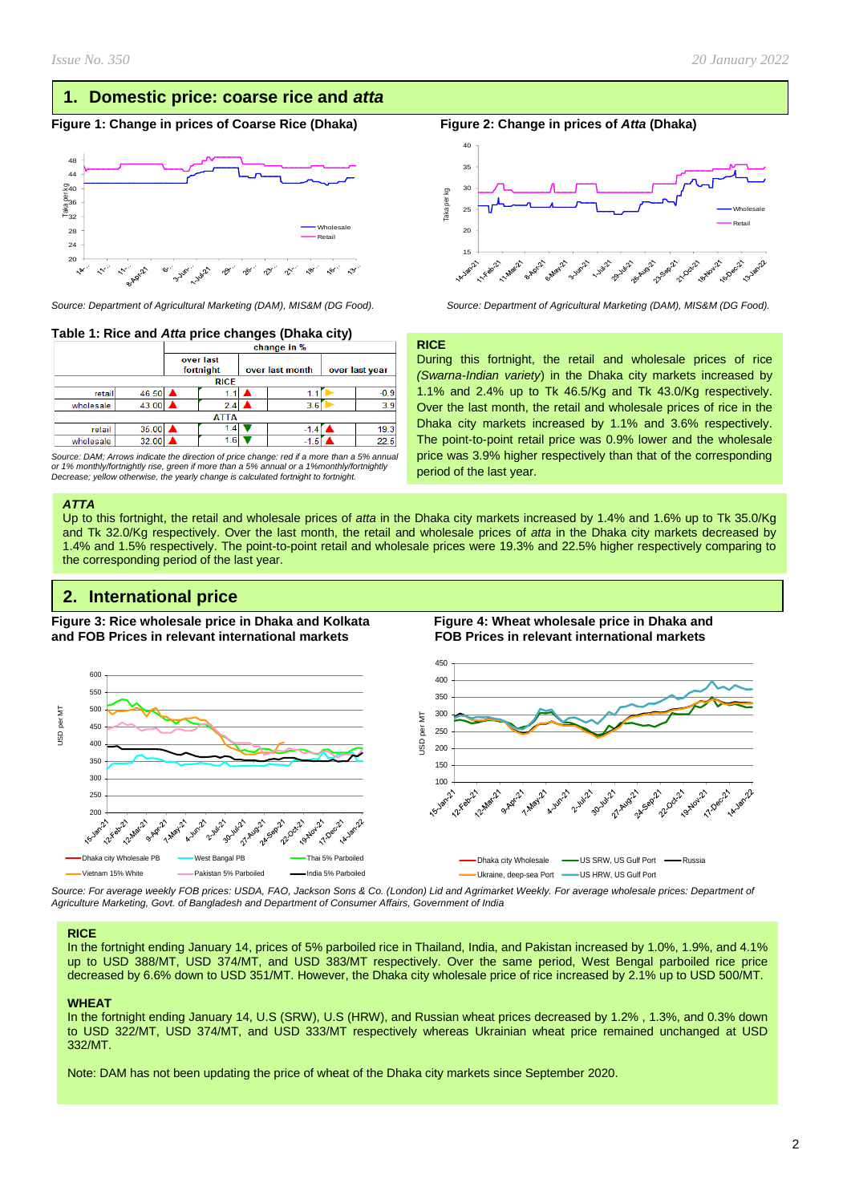## 1. Domestic price: coarse rice and *atta*

**Figure 1: Change in prices of Coarse Rice (Dhaka)**

Source: Department of Agricultural Marketing (DAM), MIS&M (DG Food).

**Figure 2: Change in prices of *Atta* (Dhaka)**

Source: Department of Agricultural Marketing (DAM), MIS&M (DG Food).

**Table 1: Rice and *Atta* price changes (Dhaka city)**

| | | change in % | | |
|---|---|---|---|---|
| | | over last fortnight | over last month | over last year |
| **RICE** | | | | |
| retail | 46.50 | ▲ 1.1 | ▲ 1.1 | -0.9 |
| wholesale | 43.00 | ▲ 2.4 | ▲ 3.6 | 3.9 |
| **ATTA** | | | | |
| retail | 35.00 | ▲ 1.4 | ▼ -1.4 | ▲ 19.3 |
| wholesale | 32.00 | ▲ 1.6 | ▼ -1.5 | ▲ 22.5 |

*Source: DAM; Arrows indicate the direction of price change: red if a more than a 5% annual or 1% monthly/fortnightly rise, green if more than a 5% annual or a 1%monthly/fortnightly Decrease; yellow otherwise, the yearly change is calculated fortnight to fortnight.*

**RICE**

During this fortnight, the retail and wholesale prices of rice *(Swarna-Indian variety*) in the Dhaka city markets increased by 1.1% and 2.4% up to Tk 46.5/Kg and Tk 43.0/Kg respectively. Over the last month, the retail and wholesale prices of rice in the Dhaka city markets increased by 1.1% and 3.6% respectively. The point-to-point retail price was 0.9% lower and the wholesale price was 3.9% higher respectively than that of the corresponding period of the last year.

***ATTA***

Up to this fortnight, the retail and wholesale prices of *atta* in the Dhaka city markets increased by 1.4% and 1.6% up to Tk 35.0/Kg and Tk 32.0/Kg respectively. Over the last month, the retail and wholesale prices of *atta* in the Dhaka city markets decreased by 1.4% and 1.5% respectively. The point-to-point retail and wholesale prices were 19.3% and 22.5% higher respectively comparing to the corresponding period of the last year.

## 2. International price

**Figure 3: Rice wholesale price in Dhaka and Kolkata and FOB Prices in relevant international markets**

**Figure 4: Wheat wholesale price in Dhaka and FOB Prices in relevant international markets**

*Source: For average weekly FOB prices: USDA, FAO, Jackson Sons & Co. (London) Lid and Agrimarket Weekly. For average wholesale prices: Department of Agriculture Marketing, Govt. of Bangladesh and Department of Consumer Affairs, Government of India*

**RICE**

In the fortnight ending January 14, prices of 5% parboiled rice in Thailand, India, and Pakistan increased by 1.0%, 1.9%, and 4.1% up to USD 388/MT, USD 374/MT, and USD 383/MT respectively. Over the same period, West Bengal parboiled rice price decreased by 6.6% down to USD 351/MT. However, the Dhaka city wholesale price of rice increased by 2.1% up to USD 500/MT.

**WHEAT**

In the fortnight ending January 14, U.S (SRW), U.S (HRW), and Russian wheat prices decreased by 1.2% , 1.3%, and 0.3% down to USD 322/MT, USD 374/MT, and USD 333/MT respectively whereas Ukrainian wheat price remained unchanged at USD 332/MT.

Note: DAM has not been updating the price of wheat of the Dhaka city markets since September 2020.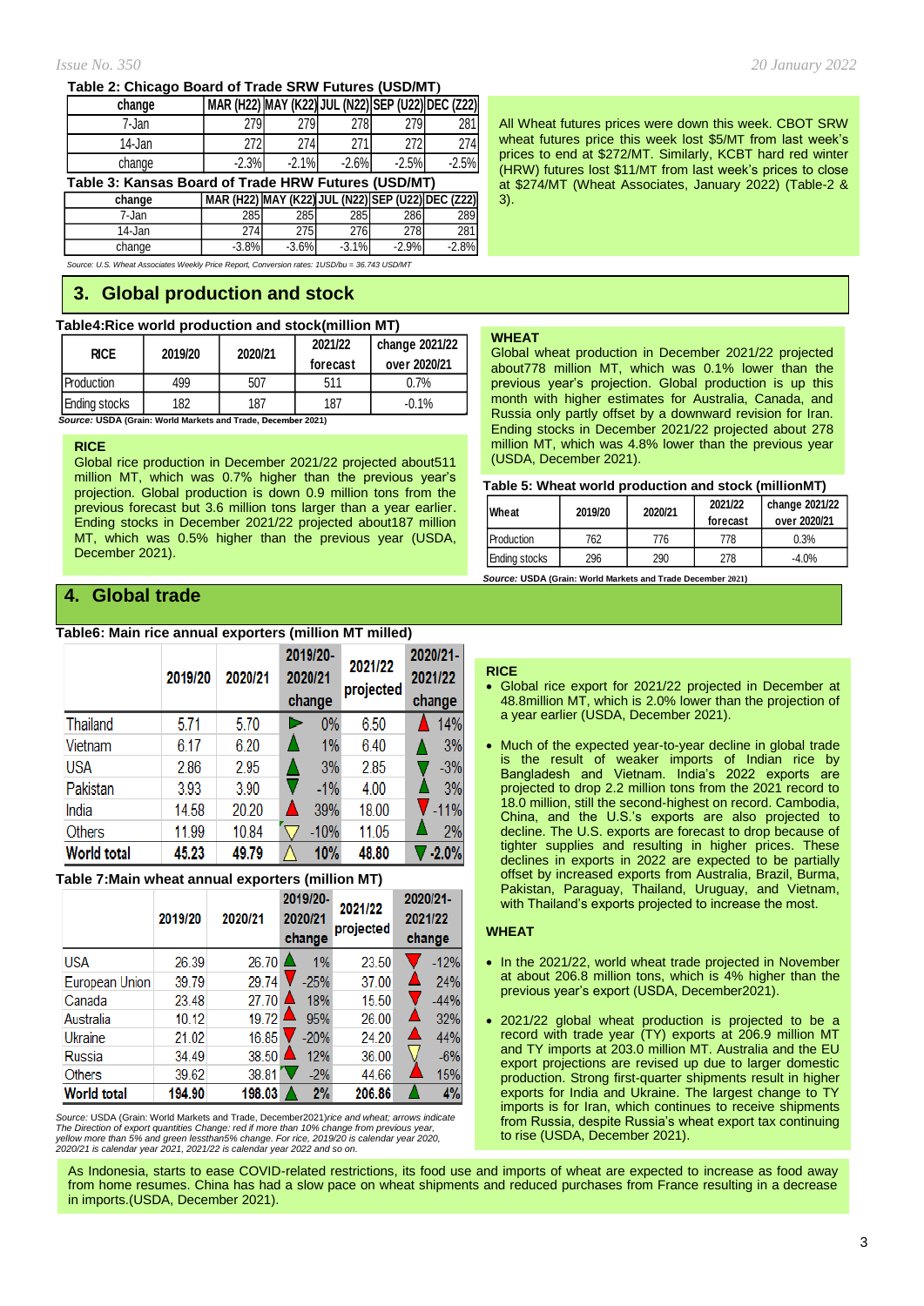**Table 2: Chicago Board of Trade SRW Futures (USD/MT)**

| change | MAR (H22) | MAY (K22) | JUL (N22) | SEP (U22) | DEC (Z22) |
|---|---|---|---|---|---|
| 7-Jan | 279 | 279 | 278 | 279 | 281 |
| 14-Jan | 272 | 274 | 271 | 272 | 274 |
| change | -2.3% | -2.1% | -2.6% | -2.5% | -2.5% |

**Table 3: Kansas Board of Trade HRW Futures (USD/MT)**

| change | MAR (H22) | MAY (K22) | JUL (N22) | SEP (U22) | DEC (Z22) |
|---|---|---|---|---|---|
| 7-Jan | 285 | 285 | 285 | 286 | 289 |
| 14-Jan | 274 | 275 | 276 | 278 | 281 |
| change | -3.8% | -3.6% | -3.1% | -2.9% | -2.8% |

*Source: U.S. Wheat Associates Weekly Price Report, Conversion rates: 1USD/bu = 36.743 USD/MT*

All Wheat futures prices were down this week. CBOT SRW wheat futures price this week lost $5/MT from last week's prices to end at $272/MT. Similarly, KCBT hard red winter (HRW) futures lost $11/MT from last week's prices to close at $274/MT (Wheat Associates, January 2022) (Table-2 & 3).

## 3. Global production and stock

**Table4:Rice world production and stock(million MT)**

| RICE | 2019/20 | 2020/21 | 2021/22 forecast | change 2021/22 over 2020/21 |
|---|---|---|---|---|
| Production | 499 | 507 | 511 | 0.7% |
| Ending stocks | 182 | 187 | 187 | -0.1% |

***Source:*** **USDA (Grain: World Markets and Trade, December 2021)**

**RICE**

Global rice production in December 2021/22 projected about511 million MT, which was 0.7% higher than the previous year's projection. Global production is down 0.9 million tons from the previous forecast but 3.6 million tons larger than a year earlier. Ending stocks in December 2021/22 projected about187 million MT, which was 0.5% higher than the previous year (USDA, December 2021).

**WHEAT**

Global wheat production in December 2021/22 projected about778 million MT, which was 0.1% lower than the previous year's projection. Global production is up this month with higher estimates for Australia, Canada, and Russia only partly offset by a downward revision for Iran. Ending stocks in December 2021/22 projected about 278 million MT, which was 4.8% lower than the previous year (USDA, December 2021).

**Table 5: Wheat world production and stock (millionMT)**

| Wheat | 2019/20 | 2020/21 | 2021/22 forecast | change 2021/22 over 2020/21 |
|---|---|---|---|---|
| Production | 762 | 776 | 778 | 0.3% |
| Ending stocks | 296 | 290 | 278 | -4.0% |

***Source:*** **USDA (Grain: World Markets and Trade December 2021)**

## 4. Global trade

**Table6: Main rice annual exporters (million MT milled)**

| | 2019/20 | 2020/21 | 2019/20-2020/21 change | 2021/22 projected | 2020/21-2021/22 change |
|---|---|---|---|---|---|
| Thailand | 5.71 | 5.70 | 0% | 6.50 | 14% |
| Vietnam | 6.17 | 6.20 | 1% | 6.40 | 3% |
| USA | 2.86 | 2.95 | 3% | 2.85 | -3% |
| Pakistan | 3.93 | 3.90 | -1% | 4.00 | 3% |
| India | 14.58 | 20.20 | 39% | 18.00 | -11% |
| Others | 11.99 | 10.84 | -10% | 11.05 | 2% |
| **World total** | **45.23** | **49.79** | **10%** | **48.80** | **-2.0%** |

**Table 7:Main wheat annual exporters (million MT)**

| | 2019/20 | 2020/21 | 2019/20-2020/21 change | 2021/22 projected | 2020/21-2021/22 change |
|---|---|---|---|---|---|
| USA | 26.39 | 26.70 | 1% | 23.50 | -12% |
| European Union | 39.79 | 29.74 | -25% | 37.00 | 24% |
| Canada | 23.48 | 27.70 | 18% | 15.50 | -44% |
| Australia | 10.12 | 19.72 | 95% | 26.00 | 32% |
| Ukraine | 21.02 | 16.85 | -20% | 24.20 | 44% |
| Russia | 34.49 | 38.50 | 12% | 36.00 | -6% |
| Others | 39.62 | 38.81 | -2% | 44.66 | 15% |
| **World total** | **194.90** | **198.03** | **2%** | **206.86** | **4%** |

*Source: USDA (Grain: World Markets and Trade, December2021)rice and wheat; arrows indicate The Direction of export quantities Change: red if more than 10% change from previous year, yellow more than 5% and green lessthan5% change. For rice, 2019/20 is calendar year 2020, 2020/21 is calendar year 2021, 2021/22 is calendar year 2022 and so on.*

**RICE**

- Global rice export for 2021/22 projected in December at 48.8million MT, which is 2.0% lower than the projection of a year earlier (USDA, December 2021).

- Much of the expected year-to-year decline in global trade is the result of weaker imports of Indian rice by Bangladesh and Vietnam. India's 2022 exports are projected to drop 2.2 million tons from the 2021 record to 18.0 million, still the second-highest on record. Cambodia, China, and the U.S.'s exports are also projected to decline. The U.S. exports are forecast to drop because of tighter supplies and resulting in higher prices. These declines in exports in 2022 are expected to be partially offset by increased exports from Australia, Brazil, Burma, Pakistan, Paraguay, Thailand, Uruguay, and Vietnam, with Thailand's exports projected to increase the most.

**WHEAT**

- In the 2021/22, world wheat trade projected in November at about 206.8 million tons, which is 4% higher than the previous year's export (USDA, December2021).

- 2021/22 global wheat production is projected to be a record with trade year (TY) exports at 206.9 million MT and TY imports at 203.0 million MT. Australia and the EU export projections are revised up due to larger domestic production. Strong first-quarter shipments result in higher exports for India and Ukraine. The largest change to TY imports is for Iran, which continues to receive shipments from Russia, despite Russia's wheat export tax continuing to rise (USDA, December 2021).

As Indonesia, starts to ease COVID-related restrictions, its food use and imports of wheat are expected to increase as food away from home resumes. China has had a slow pace on wheat shipments and reduced purchases from France resulting in a decrease in imports.(USDA, December 2021).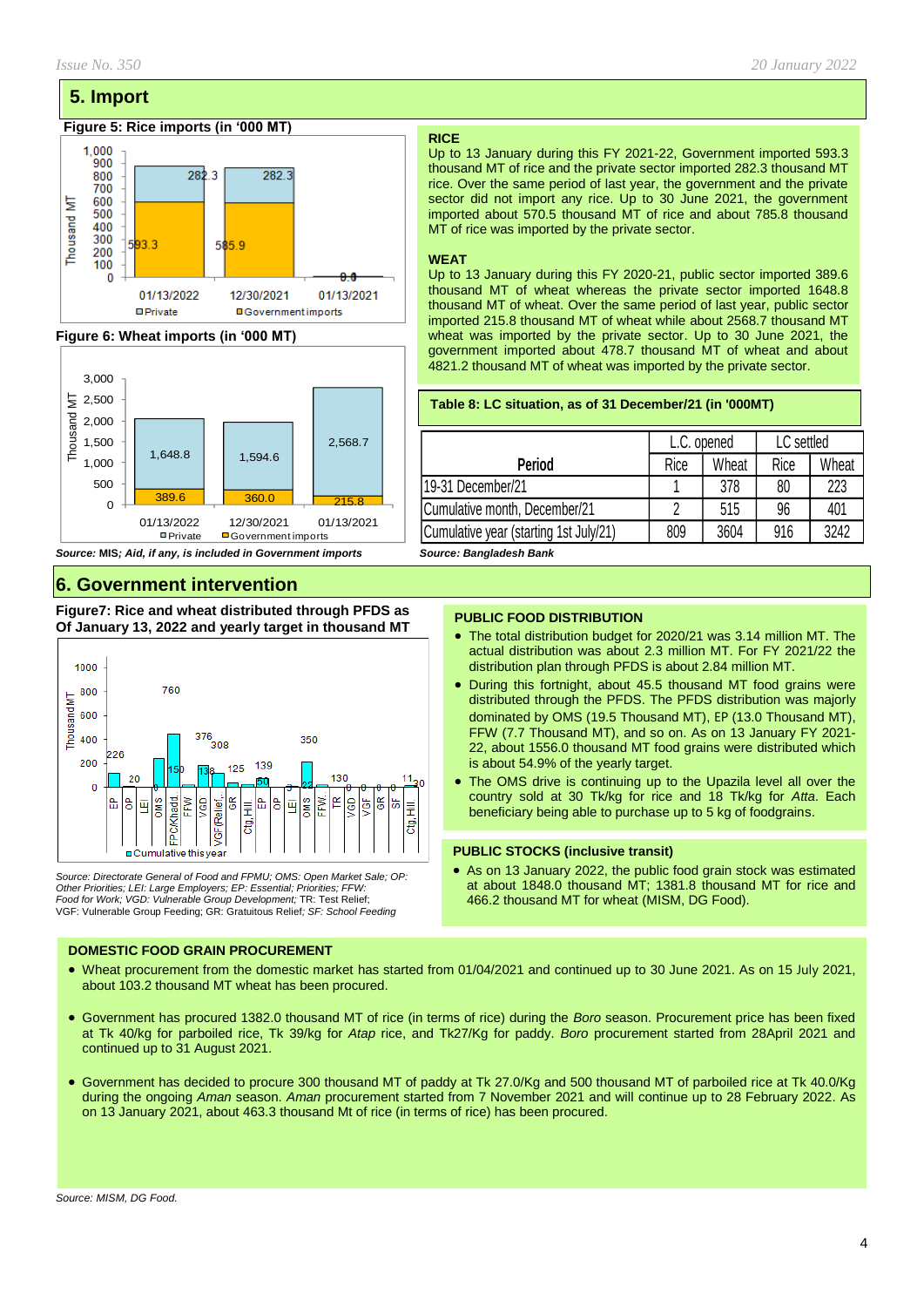## 5. Import

**Figure 5: Rice imports (in '000 MT)**

1,000
900
800
700
600
500
400
300
200
100
0

Thousand MT

282.3
282.3
593.3
585.9
0.0

01/13/2022
12/30/2021
01/13/2021

Private
Government imports

**Figure 6: Wheat imports (in '000 MT)**

3,000
2,500
2,000
1,500
1,000
500
0

Thousand MT

1,648.8
1,594.6
2,568.7
389.6
360.0
215.8

01/13/2022
12/30/2021
01/13/2021

Private
Government imports

*Source: MIS; Aid, if any, is included in Government imports*

**RICE**

Up to 13 January during this FY 2021-22, Government imported 593.3 thousand MT of rice and the private sector imported 282.3 thousand MT rice. Over the same period of last year, the government and the private sector did not import any rice. Up to 30 June 2021, the government imported about 570.5 thousand MT of rice and about 785.8 thousand MT of rice was imported by the private sector.

**WEAT**

Up to 13 January during this FY 2020-21, public sector imported 389.6 thousand MT of wheat whereas the private sector imported 1648.8 thousand MT of wheat. Over the same period of last year, public sector imported 215.8 thousand MT of wheat while about 2568.7 thousand MT wheat was imported by the private sector. Up to 30 June 2021, the government imported about 478.7 thousand MT of wheat and about 4821.2 thousand MT of wheat was imported by the private sector.

**Table 8: LC situation, as of 31 December/21 (in '000MT)**

| Period | L.C. opened | | LC settled | |
|---|---|---|---|---|
| | Rice | Wheat | Rice | Wheat |
| 19-31 December/21 | 1 | 378 | 80 | 223 |
| Cumulative month, December/21 | 2 | 515 | 96 | 401 |
| Cumulative year (starting 1st July/21) | 809 | 3604 | 916 | 3242 |

*Source: Bangladesh Bank*

## 6. Government intervention

**Figure7: Rice and wheat distributed through PFDS as Of January 13, 2022 and yearly target in thousand MT**

1000
800
600
400
200
0

Thousand MT

760
376
308
350
226
20
150
138
125
139
50
22
130
0
0
0
0
11
20

EP
OP
LEI
OMS
FPC/Khadd.
FFW
VGD
VGF(Relief..
GR
Ctg.Hill
EP
OP
LEI
OMS
FFW
TR
VGD
VGF
GR
SF
Ctg.Hill

Cumulative this year

*Source: Directorate General of Food and FPMU; OMS: Open Market Sale; OP: Other Priorities; LEI: Large Employers; EP: Essential; Priorities; FFW: Food for Work; VGD: Vulnerable Group Development;* TR: Test Relief; VGF: Vulnerable Group Feeding; GR: Gratuitous Relief; *SF: School Feeding*

**PUBLIC FOOD DISTRIBUTION**

- The total distribution budget for 2020/21 was 3.14 million MT. The actual distribution was about 2.3 million MT. For FY 2021/22 the distribution plan through PFDS is about 2.84 million MT.
- During this fortnight, about 45.5 thousand MT food grains were distributed through the PFDS. The PFDS distribution was majorly dominated by OMS (19.5 Thousand MT), EP (13.0 Thousand MT), FFW (7.7 Thousand MT), and so on. As on 13 January FY 2021-22, about 1556.0 thousand MT food grains were distributed which is about 54.9% of the yearly target.
- The OMS drive is continuing up to the Upazila level all over the country sold at 30 Tk/kg for rice and 18 Tk/kg for *Atta*. Each beneficiary being able to purchase up to 5 kg of foodgrains.

**PUBLIC STOCKS (inclusive transit)**

- As on 13 January 2022, the public food grain stock was estimated at about 1848.0 thousand MT; 1381.8 thousand MT for rice and 466.2 thousand MT for wheat (MISM, DG Food).

**DOMESTIC FOOD GRAIN PROCUREMENT**

- Wheat procurement from the domestic market has started from 01/04/2021 and continued up to 30 June 2021. As on 15 July 2021, about 103.2 thousand MT wheat has been procured.
- Government has procured 1382.0 thousand MT of rice (in terms of rice) during the *Boro* season. Procurement price has been fixed at Tk 40/kg for parboiled rice, Tk 39/kg for *Atap* rice, and Tk27/Kg for paddy. *Boro* procurement started from 28April 2021 and continued up to 31 August 2021.
- Government has decided to procure 300 thousand MT of paddy at Tk 27.0/Kg and 500 thousand MT of parboiled rice at Tk 40.0/Kg during the ongoing *Aman* season. *Aman* procurement started from 7 November 2021 and will continue up to 28 February 2022. As on 13 January 2021, about 463.3 thousand Mt of rice (in terms of rice) has been procured.

*Source: MISM, DG Food.*